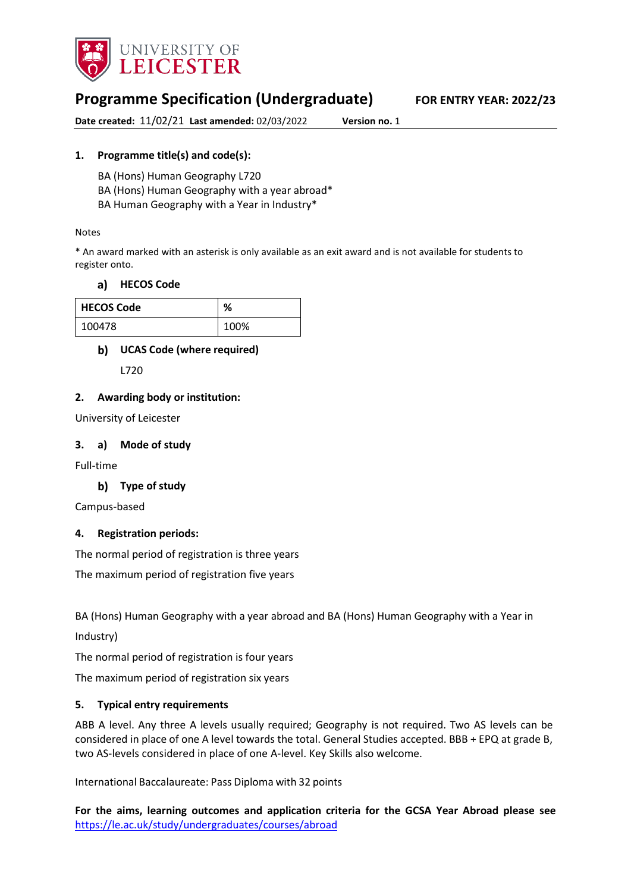# Programme Specification (Undergraduate) FOR ENTRY YEAR: 2022/23

**Date created:** 11/02/21 **Last amended:** 02/03/2022 **Version no.** 1

## 1. Programme title(s) and code(s):

BA (Hons) Human Geography L720
BA (Hons) Human Geography with a year abroad*
BA Human Geography with a Year in Industry*

Notes

* An award marked with an asterisk is only available as an exit award and is not available for students to register onto.

### a) HECOS Code

| HECOS Code | % |
|---|---|
| 100478 | 100% |

### b) UCAS Code (where required)

L720

## 2. Awarding body or institution:

University of Leicester

## 3. a) Mode of study

Full-time

### b) Type of study

Campus-based

## 4. Registration periods:

The normal period of registration is three years

The maximum period of registration five years

BA (Hons) Human Geography with a year abroad and BA (Hons) Human Geography with a Year in Industry)

The normal period of registration is four years

The maximum period of registration six years

## 5. Typical entry requirements

ABB A level. Any three A levels usually required; Geography is not required. Two AS levels can be considered in place of one A level towards the total. General Studies accepted. BBB + EPQ at grade B, two AS-levels considered in place of one A-level. Key Skills also welcome.

International Baccalaureate: Pass Diploma with 32 points

**For the aims, learning outcomes and application criteria for the GCSA Year Abroad please see** https://le.ac.uk/study/undergraduates/courses/abroad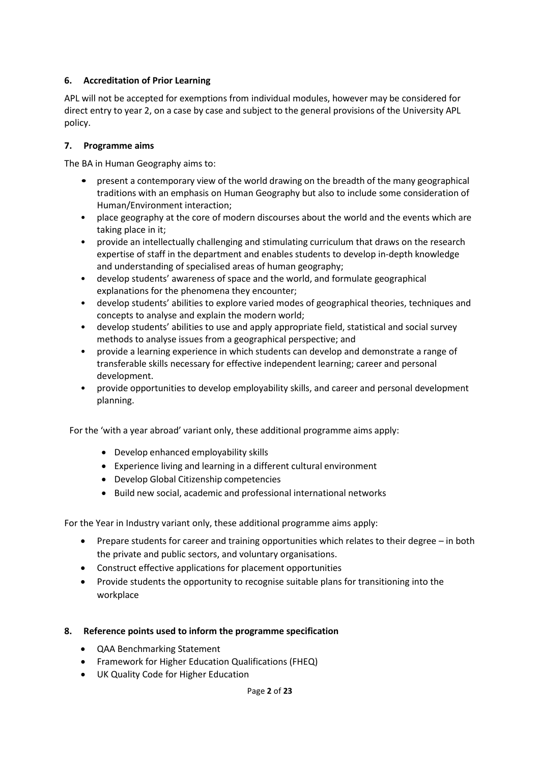## 6. Accreditation of Prior Learning

APL will not be accepted for exemptions from individual modules, however may be considered for direct entry to year 2, on a case by case and subject to the general provisions of the University APL policy.

## 7. Programme aims

The BA in Human Geography aims to:

- present a contemporary view of the world drawing on the breadth of the many geographical traditions with an emphasis on Human Geography but also to include some consideration of Human/Environment interaction;
- place geography at the core of modern discourses about the world and the events which are taking place in it;
- provide an intellectually challenging and stimulating curriculum that draws on the research expertise of staff in the department and enables students to develop in-depth knowledge and understanding of specialised areas of human geography;
- develop students' awareness of space and the world, and formulate geographical explanations for the phenomena they encounter;
- develop students' abilities to explore varied modes of geographical theories, techniques and concepts to analyse and explain the modern world;
- develop students' abilities to use and apply appropriate field, statistical and social survey methods to analyse issues from a geographical perspective; and
- provide a learning experience in which students can develop and demonstrate a range of transferable skills necessary for effective independent learning; career and personal development.
- provide opportunities to develop employability skills, and career and personal development planning.

For the 'with a year abroad' variant only, these additional programme aims apply:

- Develop enhanced employability skills
- Experience living and learning in a different cultural environment
- Develop Global Citizenship competencies
- Build new social, academic and professional international networks

For the Year in Industry variant only, these additional programme aims apply:

- Prepare students for career and training opportunities which relates to their degree – in both the private and public sectors, and voluntary organisations.
- Construct effective applications for placement opportunities
- Provide students the opportunity to recognise suitable plans for transitioning into the workplace

## 8. Reference points used to inform the programme specification

- QAA Benchmarking Statement
- Framework for Higher Education Qualifications (FHEQ)
- UK Quality Code for Higher Education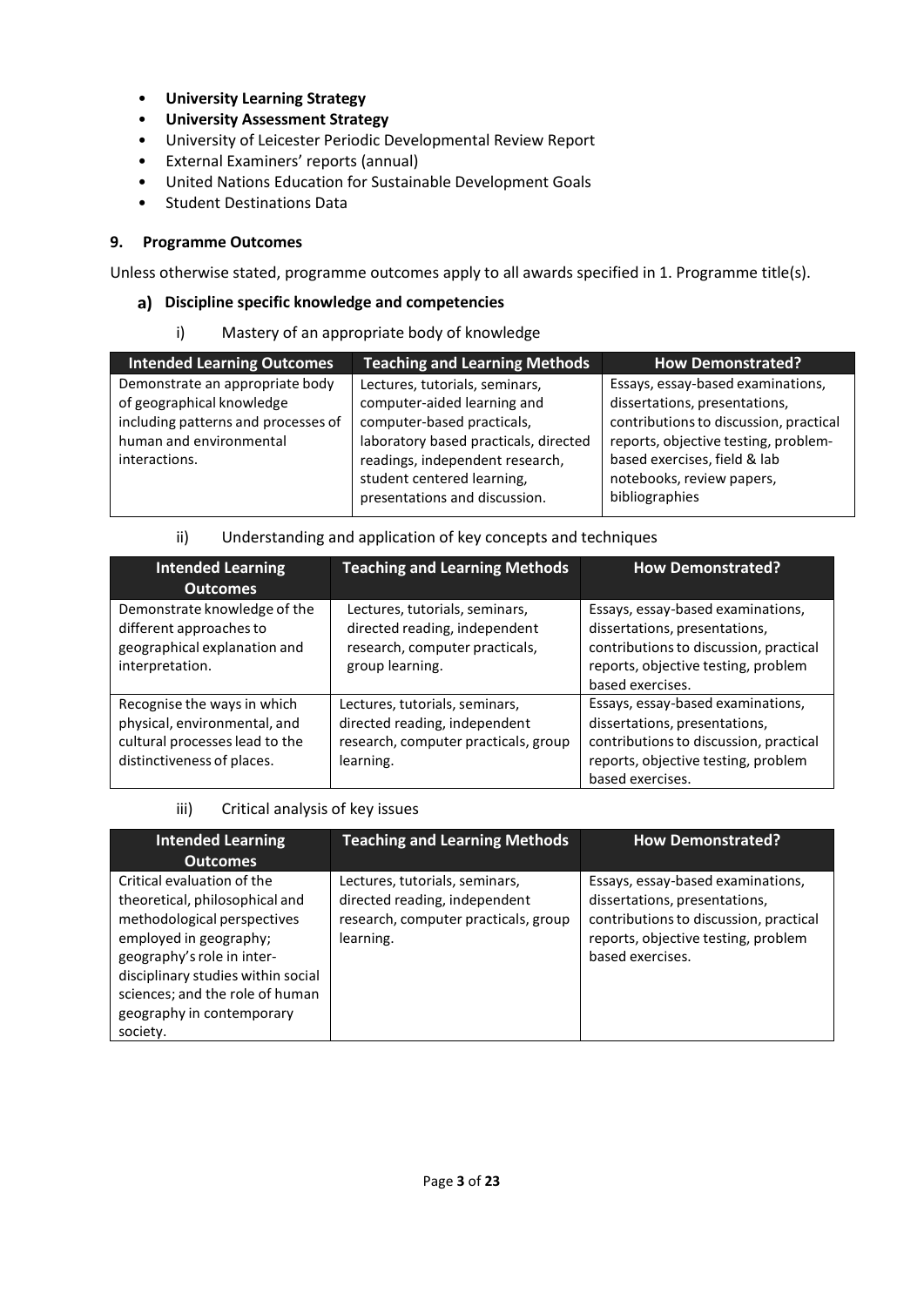- **University Learning Strategy**
- **University Assessment Strategy**
- University of Leicester Periodic Developmental Review Report
- External Examiners' reports (annual)
- United Nations Education for Sustainable Development Goals
- Student Destinations Data

## 9. Programme Outcomes

Unless otherwise stated, programme outcomes apply to all awards specified in 1. Programme title(s).

### a) Discipline specific knowledge and competencies

i) Mastery of an appropriate body of knowledge

| Intended Learning Outcomes | Teaching and Learning Methods | How Demonstrated? |
|---|---|---|
| Demonstrate an appropriate body of geographical knowledge including patterns and processes of human and environmental interactions. | Lectures, tutorials, seminars, computer-aided learning and computer-based practicals, laboratory based practicals, directed readings, independent research, student centered learning, presentations and discussion. | Essays, essay-based examinations, dissertations, presentations, contributions to discussion, practical reports, objective testing, problem-based exercises, field & lab notebooks, review papers, bibliographies |

ii) Understanding and application of key concepts and techniques

| Intended Learning Outcomes | Teaching and Learning Methods | How Demonstrated? |
|---|---|---|
| Demonstrate knowledge of the different approaches to geographical explanation and interpretation. | Lectures, tutorials, seminars, directed reading, independent research, computer practicals, group learning. | Essays, essay-based examinations, dissertations, presentations, contributions to discussion, practical reports, objective testing, problem based exercises. |
| Recognise the ways in which physical, environmental, and cultural processes lead to the distinctiveness of places. | Lectures, tutorials, seminars, directed reading, independent research, computer practicals, group learning. | Essays, essay-based examinations, dissertations, presentations, contributions to discussion, practical reports, objective testing, problem based exercises. |

iii) Critical analysis of key issues

| Intended Learning Outcomes | Teaching and Learning Methods | How Demonstrated? |
|---|---|---|
| Critical evaluation of the theoretical, philosophical and methodological perspectives employed in geography; geography's role in inter-disciplinary studies within social sciences; and the role of human geography in contemporary society. | Lectures, tutorials, seminars, directed reading, independent research, computer practicals, group learning. | Essays, essay-based examinations, dissertations, presentations, contributions to discussion, practical reports, objective testing, problem based exercises. |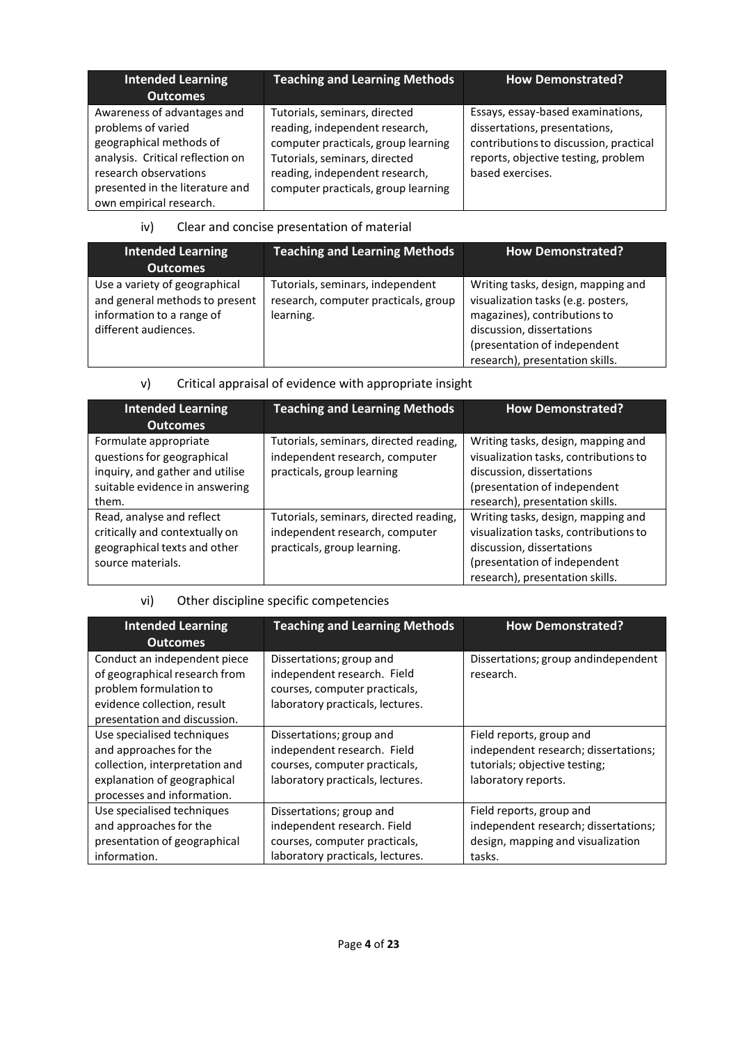| Intended Learning Outcomes | Teaching and Learning Methods | How Demonstrated? |
| --- | --- | --- |
| Awareness of advantages and problems of varied geographical methods of analysis. Critical reflection on research observations presented in the literature and own empirical research. | Tutorials, seminars, directed reading, independent research, computer practicals, group learning Tutorials, seminars, directed reading, independent research, computer practicals, group learning | Essays, essay-based examinations, dissertations, presentations, contributions to discussion, practical reports, objective testing, problem based exercises. |

iv) Clear and concise presentation of material

| Intended Learning Outcomes | Teaching and Learning Methods | How Demonstrated? |
| --- | --- | --- |
| Use a variety of geographical and general methods to present information to a range of different audiences. | Tutorials, seminars, independent research, computer practicals, group learning. | Writing tasks, design, mapping and visualization tasks (e.g. posters, magazines), contributions to discussion, dissertations (presentation of independent research), presentation skills. |

v) Critical appraisal of evidence with appropriate insight

| Intended Learning Outcomes | Teaching and Learning Methods | How Demonstrated? |
| --- | --- | --- |
| Formulate appropriate questions for geographical inquiry, and gather and utilise suitable evidence in answering them. | Tutorials, seminars, directed reading, independent research, computer practicals, group learning | Writing tasks, design, mapping and visualization tasks, contributions to discussion, dissertations (presentation of independent research), presentation skills. |
| Read, analyse and reflect critically and contextually on geographical texts and other source materials. | Tutorials, seminars, directed reading, independent research, computer practicals, group learning. | Writing tasks, design, mapping and visualization tasks, contributions to discussion, dissertations (presentation of independent research), presentation skills. |

vi) Other discipline specific competencies

| Intended Learning Outcomes | Teaching and Learning Methods | How Demonstrated? |
| --- | --- | --- |
| Conduct an independent piece of geographical research from problem formulation to evidence collection, result presentation and discussion. | Dissertations; group and independent research. Field courses, computer practicals, laboratory practicals, lectures. | Dissertations; group andindependent research. |
| Use specialised techniques and approaches for the collection, interpretation and explanation of geographical processes and information. | Dissertations; group and independent research. Field courses, computer practicals, laboratory practicals, lectures. | Field reports, group and independent research; dissertations; tutorials; objective testing; laboratory reports. |
| Use specialised techniques and approaches for the presentation of geographical information. | Dissertations; group and independent research. Field courses, computer practicals, laboratory practicals, lectures. | Field reports, group and independent research; dissertations; design, mapping and visualization tasks. |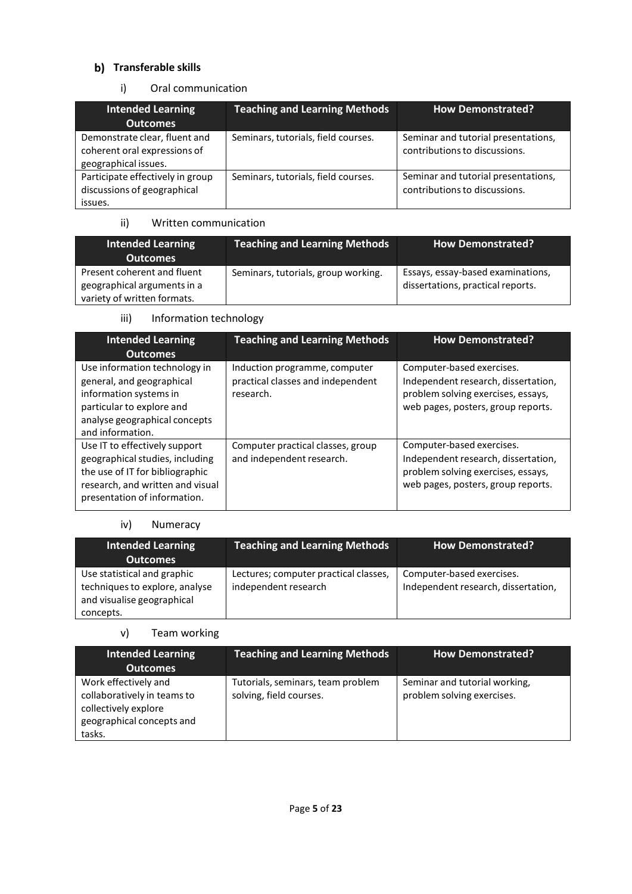### b) Transferable skills

#### i) Oral communication

| Intended Learning Outcomes | Teaching and Learning Methods | How Demonstrated? |
| --- | --- | --- |
| Demonstrate clear, fluent and coherent oral expressions of geographical issues. | Seminars, tutorials, field courses. | Seminar and tutorial presentations, contributions to discussions. |
| Participate effectively in group discussions of geographical issues. | Seminars, tutorials, field courses. | Seminar and tutorial presentations, contributions to discussions. |

#### ii) Written communication

| Intended Learning Outcomes | Teaching and Learning Methods | How Demonstrated? |
| --- | --- | --- |
| Present coherent and fluent geographical arguments in a variety of written formats. | Seminars, tutorials, group working. | Essays, essay-based examinations, dissertations, practical reports. |

#### iii) Information technology

| Intended Learning Outcomes | Teaching and Learning Methods | How Demonstrated? |
| --- | --- | --- |
| Use information technology in general, and geographical information systems in particular to explore and analyse geographical concepts and information. | Induction programme, computer practical classes and independent research. | Computer-based exercises. Independent research, dissertation, problem solving exercises, essays, web pages, posters, group reports. |
| Use IT to effectively support geographical studies, including the use of IT for bibliographic research, and written and visual presentation of information. | Computer practical classes, group and independent research. | Computer-based exercises. Independent research, dissertation, problem solving exercises, essays, web pages, posters, group reports. |

#### iv) Numeracy

| Intended Learning Outcomes | Teaching and Learning Methods | How Demonstrated? |
| --- | --- | --- |
| Use statistical and graphic techniques to explore, analyse and visualise geographical concepts. | Lectures; computer practical classes, independent research | Computer-based exercises. Independent research, dissertation, |

#### v) Team working

| Intended Learning Outcomes | Teaching and Learning Methods | How Demonstrated? |
| --- | --- | --- |
| Work effectively and collaboratively in teams to collectively explore geographical concepts and tasks. | Tutorials, seminars, team problem solving, field courses. | Seminar and tutorial working, problem solving exercises. |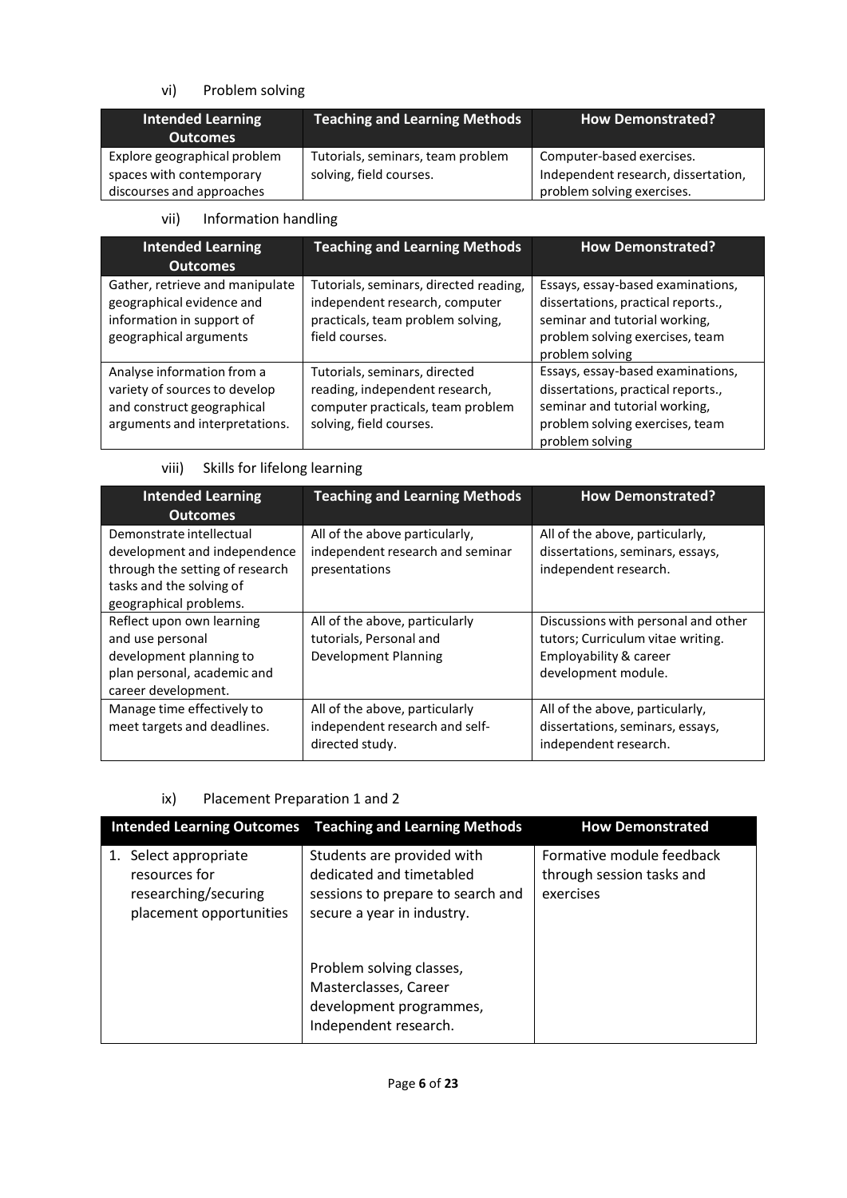vi) Problem solving

| Intended Learning Outcomes | Teaching and Learning Methods | How Demonstrated? |
|---|---|---|
| Explore geographical problem spaces with contemporary discourses and approaches | Tutorials, seminars, team problem solving, field courses. | Computer-based exercises. Independent research, dissertation, problem solving exercises. |

vii) Information handling

| Intended Learning Outcomes | Teaching and Learning Methods | How Demonstrated? |
|---|---|---|
| Gather, retrieve and manipulate geographical evidence and information in support of geographical arguments | Tutorials, seminars, directed reading, independent research, computer practicals, team problem solving, field courses. | Essays, essay-based examinations, dissertations, practical reports., seminar and tutorial working, problem solving exercises, team problem solving |
| Analyse information from a variety of sources to develop and construct geographical arguments and interpretations. | Tutorials, seminars, directed reading, independent research, computer practicals, team problem solving, field courses. | Essays, essay-based examinations, dissertations, practical reports., seminar and tutorial working, problem solving exercises, team problem solving |

viii) Skills for lifelong learning

| Intended Learning Outcomes | Teaching and Learning Methods | How Demonstrated? |
|---|---|---|
| Demonstrate intellectual development and independence through the setting of research tasks and the solving of geographical problems. | All of the above particularly, independent research and seminar presentations | All of the above, particularly, dissertations, seminars, essays, independent research. |
| Reflect upon own learning and use personal development planning to plan personal, academic and career development. | All of the above, particularly tutorials, Personal and Development Planning | Discussions with personal and other tutors; Curriculum vitae writing. Employability & career development module. |
| Manage time effectively to meet targets and deadlines. | All of the above, particularly independent research and self-directed study. | All of the above, particularly, dissertations, seminars, essays, independent research. |

ix) Placement Preparation 1 and 2

| Intended Learning Outcomes | Teaching and Learning Methods | How Demonstrated |
|---|---|---|
| 1. Select appropriate resources for researching/securing placement opportunities | Students are provided with dedicated and timetabled sessions to prepare to search and secure a year in industry.<br><br>Problem solving classes, Masterclasses, Career development programmes, Independent research. | Formative module feedback through session tasks and exercises |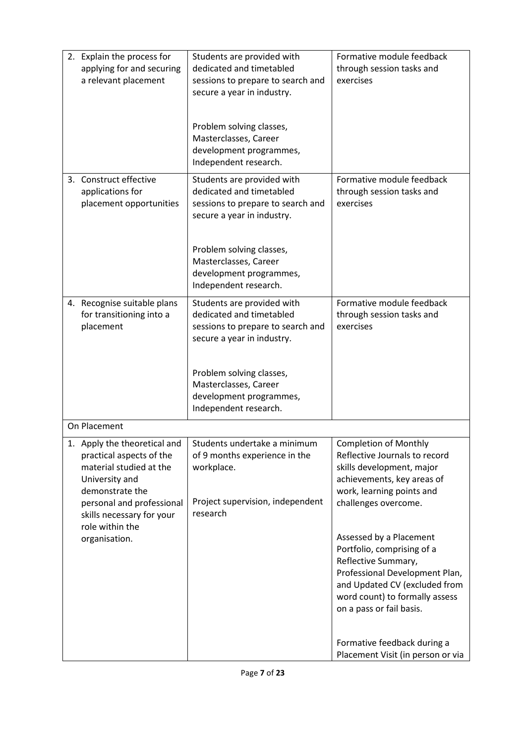| | | |
|---|---|---|
| 2. Explain the process for applying for and securing a relevant placement | Students are provided with dedicated and timetabled sessions to prepare to search and secure a year in industry.<br><br>Problem solving classes, Masterclasses, Career development programmes, Independent research. | Formative module feedback through session tasks and exercises |
| 3. Construct effective applications for placement opportunities | Students are provided with dedicated and timetabled sessions to prepare to search and secure a year in industry.<br><br>Problem solving classes, Masterclasses, Career development programmes, Independent research. | Formative module feedback through session tasks and exercises |
| 4. Recognise suitable plans for transitioning into a placement | Students are provided with dedicated and timetabled sessions to prepare to search and secure a year in industry.<br><br>Problem solving classes, Masterclasses, Career development programmes, Independent research. | Formative module feedback through session tasks and exercises |
| On Placement | | |
| 1. Apply the theoretical and practical aspects of the material studied at the University and demonstrate the personal and professional skills necessary for your role within the organisation. | Students undertake a minimum of 9 months experience in the workplace.<br><br>Project supervision, independent research | Completion of Monthly Reflective Journals to record skills development, major achievements, key areas of work, learning points and challenges overcome.<br><br>Assessed by a Placement Portfolio, comprising of a Reflective Summary, Professional Development Plan, and Updated CV (excluded from word count) to formally assess on a pass or fail basis.<br><br>Formative feedback during a Placement Visit (in person or via |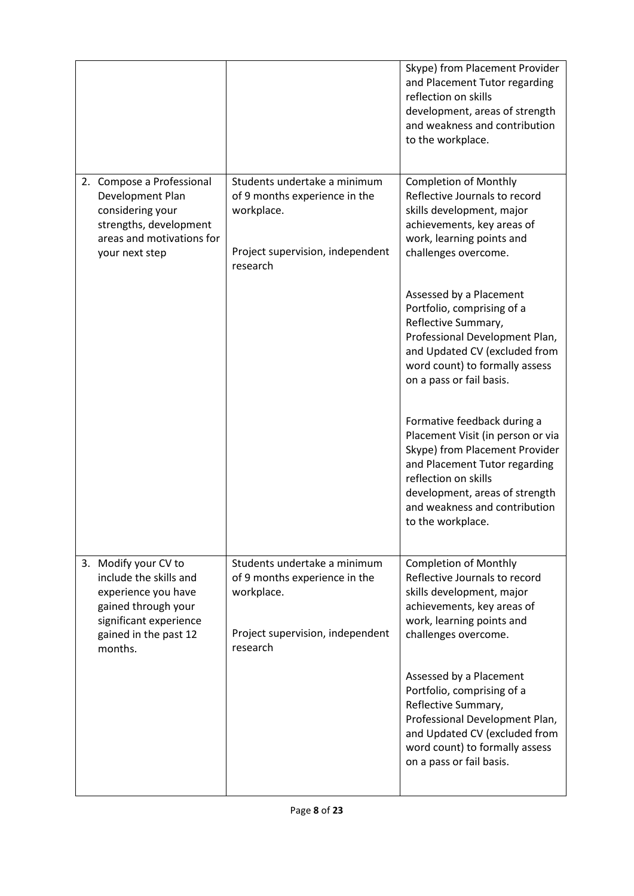| | | |
|---|---|---|
| | | Skype) from Placement Provider and Placement Tutor regarding reflection on skills development, areas of strength and weakness and contribution to the workplace. |
| 2. Compose a Professional Development Plan considering your strengths, development areas and motivations for your next step | Students undertake a minimum of 9 months experience in the workplace.<br><br>Project supervision, independent research | Completion of Monthly Reflective Journals to record skills development, major achievements, key areas of work, learning points and challenges overcome.<br><br>Assessed by a Placement Portfolio, comprising of a Reflective Summary, Professional Development Plan, and Updated CV (excluded from word count) to formally assess on a pass or fail basis.<br><br>Formative feedback during a Placement Visit (in person or via Skype) from Placement Provider and Placement Tutor regarding reflection on skills development, areas of strength and weakness and contribution to the workplace. |
| 3. Modify your CV to include the skills and experience you have gained through your significant experience gained in the past 12 months. | Students undertake a minimum of 9 months experience in the workplace.<br><br>Project supervision, independent research | Completion of Monthly Reflective Journals to record skills development, major achievements, key areas of work, learning points and challenges overcome.<br><br>Assessed by a Placement Portfolio, comprising of a Reflective Summary, Professional Development Plan, and Updated CV (excluded from word count) to formally assess on a pass or fail basis. |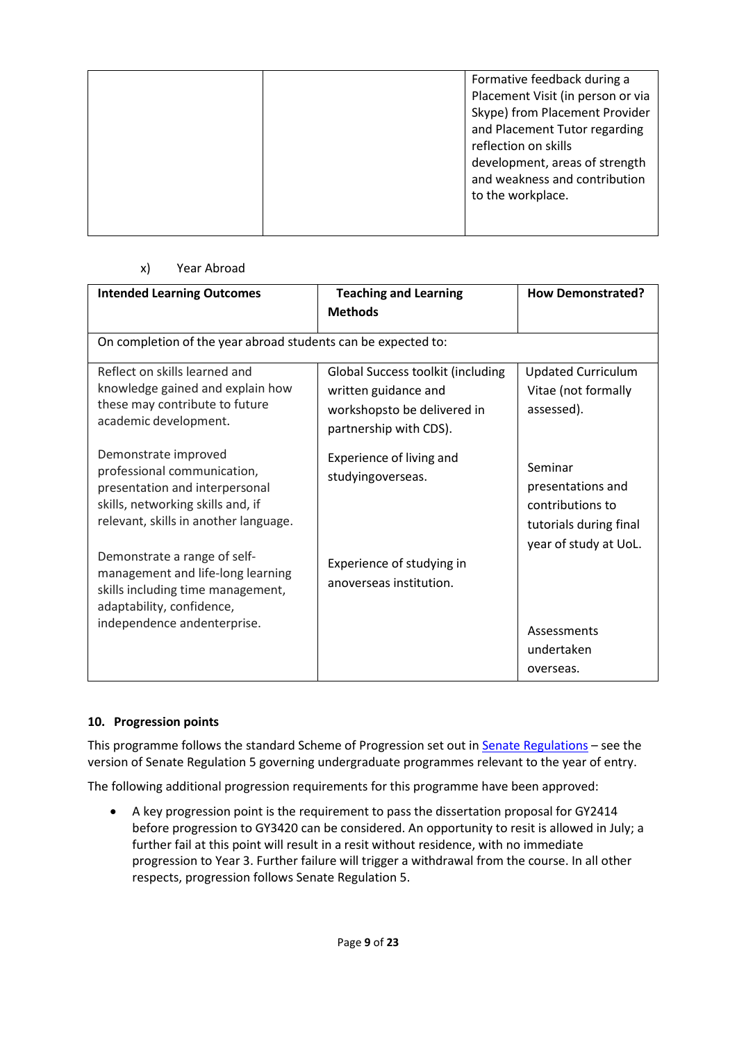| | | Formative feedback during a Placement Visit (in person or via Skype) from Placement Provider and Placement Tutor regarding reflection on skills development, areas of strength and weakness and contribution to the workplace. |
|---|---|---|

x) Year Abroad

| **Intended Learning Outcomes** | **Teaching and Learning Methods** | **How Demonstrated?** |
|---|---|---|
| On completion of the year abroad students can be expected to: | | |
| Reflect on skills learned and knowledge gained and explain how these may contribute to future academic development. | Global Success toolkit (including written guidance and workshopsto be delivered in partnership with CDS). | Updated Curriculum Vitae (not formally assessed). |
| Demonstrate improved professional communication, presentation and interpersonal skills, networking skills and, if relevant, skills in another language. | Experience of living and studyingoverseas. | Seminar presentations and contributions to tutorials during final year of study at UoL. |
| Demonstrate a range of self-management and life-long learning skills including time management, adaptability, confidence, independence andenterprise. | Experience of studying in anoverseas institution. | Assessments undertaken overseas. |

## 10. Progression points

This programme follows the standard Scheme of Progression set out in Senate Regulations – see the version of Senate Regulation 5 governing undergraduate programmes relevant to the year of entry.

The following additional progression requirements for this programme have been approved:

- A key progression point is the requirement to pass the dissertation proposal for GY2414 before progression to GY3420 can be considered. An opportunity to resit is allowed in July; a further fail at this point will result in a resit without residence, with no immediate progression to Year 3. Further failure will trigger a withdrawal from the course. In all other respects, progression follows Senate Regulation 5.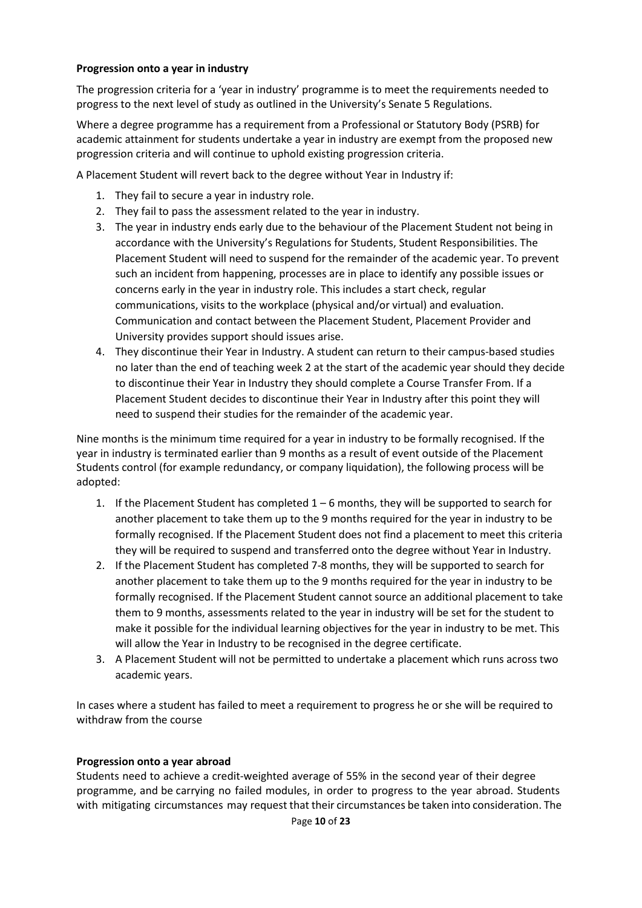**Progression onto a year in industry**

The progression criteria for a 'year in industry' programme is to meet the requirements needed to progress to the next level of study as outlined in the University's Senate 5 Regulations.

Where a degree programme has a requirement from a Professional or Statutory Body (PSRB) for academic attainment for students undertake a year in industry are exempt from the proposed new progression criteria and will continue to uphold existing progression criteria.

A Placement Student will revert back to the degree without Year in Industry if:

1. They fail to secure a year in industry role.
2. They fail to pass the assessment related to the year in industry.
3. The year in industry ends early due to the behaviour of the Placement Student not being in accordance with the University's Regulations for Students, Student Responsibilities. The Placement Student will need to suspend for the remainder of the academic year. To prevent such an incident from happening, processes are in place to identify any possible issues or concerns early in the year in industry role. This includes a start check, regular communications, visits to the workplace (physical and/or virtual) and evaluation. Communication and contact between the Placement Student, Placement Provider and University provides support should issues arise.
4. They discontinue their Year in Industry. A student can return to their campus-based studies no later than the end of teaching week 2 at the start of the academic year should they decide to discontinue their Year in Industry they should complete a Course Transfer From. If a Placement Student decides to discontinue their Year in Industry after this point they will need to suspend their studies for the remainder of the academic year.

Nine months is the minimum time required for a year in industry to be formally recognised. If the year in industry is terminated earlier than 9 months as a result of event outside of the Placement Students control (for example redundancy, or company liquidation), the following process will be adopted:

1. If the Placement Student has completed 1 – 6 months, they will be supported to search for another placement to take them up to the 9 months required for the year in industry to be formally recognised. If the Placement Student does not find a placement to meet this criteria they will be required to suspend and transferred onto the degree without Year in Industry.
2. If the Placement Student has completed 7-8 months, they will be supported to search for another placement to take them up to the 9 months required for the year in industry to be formally recognised. If the Placement Student cannot source an additional placement to take them to 9 months, assessments related to the year in industry will be set for the student to make it possible for the individual learning objectives for the year in industry to be met. This will allow the Year in Industry to be recognised in the degree certificate.
3. A Placement Student will not be permitted to undertake a placement which runs across two academic years.

In cases where a student has failed to meet a requirement to progress he or she will be required to withdraw from the course

**Progression onto a year abroad**

Students need to achieve a credit-weighted average of 55% in the second year of their degree programme, and be carrying no failed modules, in order to progress to the year abroad. Students with mitigating circumstances may request that their circumstances be taken into consideration. The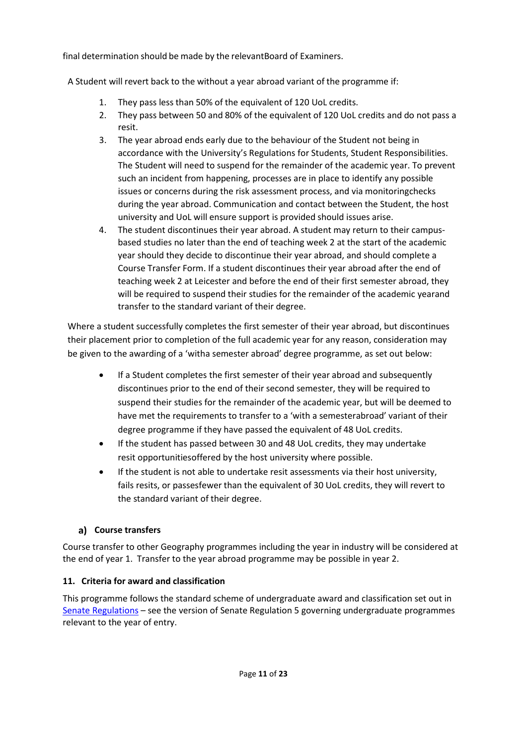final determination should be made by the relevantBoard of Examiners.

A Student will revert back to the without a year abroad variant of the programme if:

1. They pass less than 50% of the equivalent of 120 UoL credits.
2. They pass between 50 and 80% of the equivalent of 120 UoL credits and do not pass a resit.
3. The year abroad ends early due to the behaviour of the Student not being in accordance with the University's Regulations for Students, Student Responsibilities. The Student will need to suspend for the remainder of the academic year. To prevent such an incident from happening, processes are in place to identify any possible issues or concerns during the risk assessment process, and via monitoringchecks during the year abroad. Communication and contact between the Student, the host university and UoL will ensure support is provided should issues arise.
4. The student discontinues their year abroad. A student may return to their campus-based studies no later than the end of teaching week 2 at the start of the academic year should they decide to discontinue their year abroad, and should complete a Course Transfer Form. If a student discontinues their year abroad after the end of teaching week 2 at Leicester and before the end of their first semester abroad, they will be required to suspend their studies for the remainder of the academic yearand transfer to the standard variant of their degree.

Where a student successfully completes the first semester of their year abroad, but discontinues their placement prior to completion of the full academic year for any reason, consideration may be given to the awarding of a 'witha semester abroad' degree programme, as set out below:

- If a Student completes the first semester of their year abroad and subsequently discontinues prior to the end of their second semester, they will be required to suspend their studies for the remainder of the academic year, but will be deemed to have met the requirements to transfer to a 'with a semesterabroad' variant of their degree programme if they have passed the equivalent of 48 UoL credits.
- If the student has passed between 30 and 48 UoL credits, they may undertake resit opportunitiesoffered by the host university where possible.
- If the student is not able to undertake resit assessments via their host university, fails resits, or passesfewer than the equivalent of 30 UoL credits, they will revert to the standard variant of their degree.

### a) Course transfers

Course transfer to other Geography programmes including the year in industry will be considered at the end of year 1. Transfer to the year abroad programme may be possible in year 2.

## 11. Criteria for award and classification

This programme follows the standard scheme of undergraduate award and classification set out in Senate Regulations – see the version of Senate Regulation 5 governing undergraduate programmes relevant to the year of entry.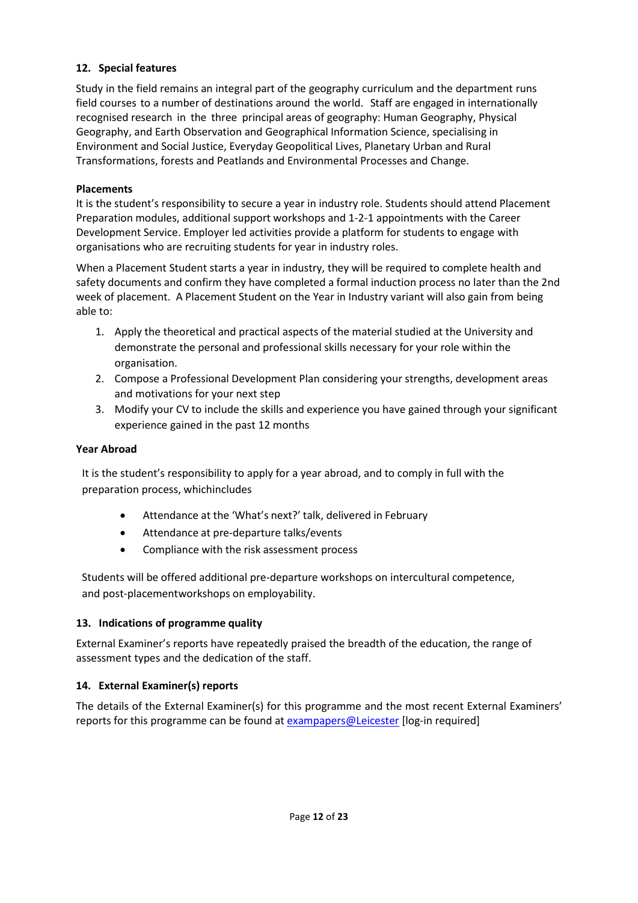### 12. Special features

Study in the field remains an integral part of the geography curriculum and the department runs field courses to a number of destinations around the world. Staff are engaged in internationally recognised research in the three principal areas of geography: Human Geography, Physical Geography, and Earth Observation and Geographical Information Science, specialising in Environment and Social Justice, Everyday Geopolitical Lives, Planetary Urban and Rural Transformations, forests and Peatlands and Environmental Processes and Change.

**Placements**

It is the student's responsibility to secure a year in industry role. Students should attend Placement Preparation modules, additional support workshops and 1-2-1 appointments with the Career Development Service. Employer led activities provide a platform for students to engage with organisations who are recruiting students for year in industry roles.

When a Placement Student starts a year in industry, they will be required to complete health and safety documents and confirm they have completed a formal induction process no later than the 2nd week of placement. A Placement Student on the Year in Industry variant will also gain from being able to:

1. Apply the theoretical and practical aspects of the material studied at the University and demonstrate the personal and professional skills necessary for your role within the organisation.
2. Compose a Professional Development Plan considering your strengths, development areas and motivations for your next step
3. Modify your CV to include the skills and experience you have gained through your significant experience gained in the past 12 months

**Year Abroad**

It is the student's responsibility to apply for a year abroad, and to comply in full with the preparation process, whichincludes

- Attendance at the 'What's next?' talk, delivered in February
- Attendance at pre-departure talks/events
- Compliance with the risk assessment process

Students will be offered additional pre-departure workshops on intercultural competence, and post-placementworkshops on employability.

### 13. Indications of programme quality

External Examiner's reports have repeatedly praised the breadth of the education, the range of assessment types and the dedication of the staff.

### 14. External Examiner(s) reports

The details of the External Examiner(s) for this programme and the most recent External Examiners' reports for this programme can be found at exampapers@Leicester [log-in required]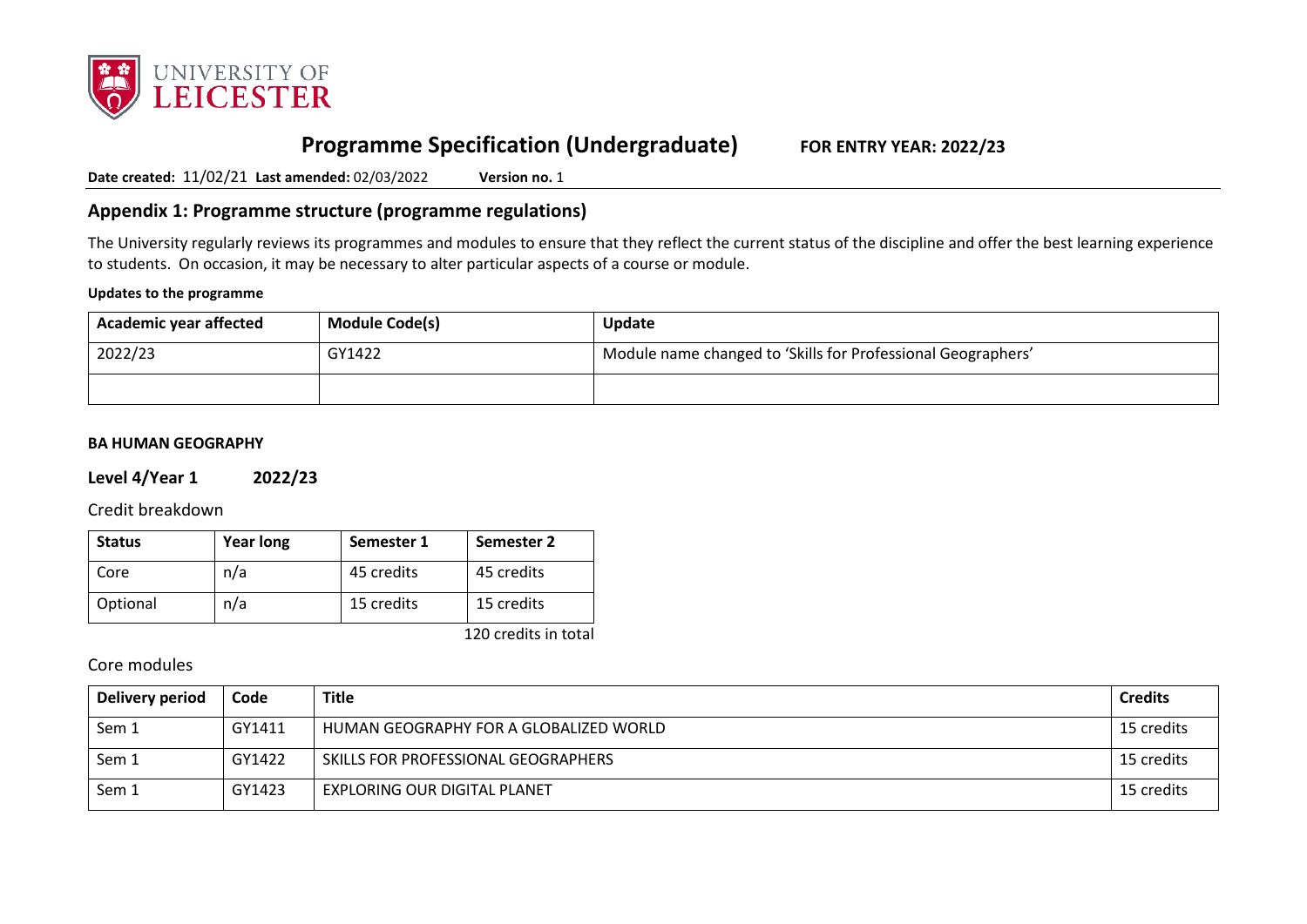# Programme Specification (Undergraduate) FOR ENTRY YEAR: 2022/23

**Date created:** 11/02/21 **Last amended:** 02/03/2022 **Version no.** 1

## Appendix 1: Programme structure (programme regulations)

The University regularly reviews its programmes and modules to ensure that they reflect the current status of the discipline and offer the best learning experience to students. On occasion, it may be necessary to alter particular aspects of a course or module.

**Updates to the programme**

| Academic year affected | Module Code(s) | Update |
|---|---|---|
| 2022/23 | GY1422 | Module name changed to 'Skills for Professional Geographers' |
| | | |

**BA HUMAN GEOGRAPHY**

**Level 4/Year 1 2022/23**

Credit breakdown

| Status | Year long | Semester 1 | Semester 2 |
|---|---|---|---|
| Core | n/a | 45 credits | 45 credits |
| Optional | n/a | 15 credits | 15 credits |

120 credits in total

Core modules

| Delivery period | Code | Title | Credits |
|---|---|---|---|
| Sem 1 | GY1411 | HUMAN GEOGRAPHY FOR A GLOBALIZED WORLD | 15 credits |
| Sem 1 | GY1422 | SKILLS FOR PROFESSIONAL GEOGRAPHERS | 15 credits |
| Sem 1 | GY1423 | EXPLORING OUR DIGITAL PLANET | 15 credits |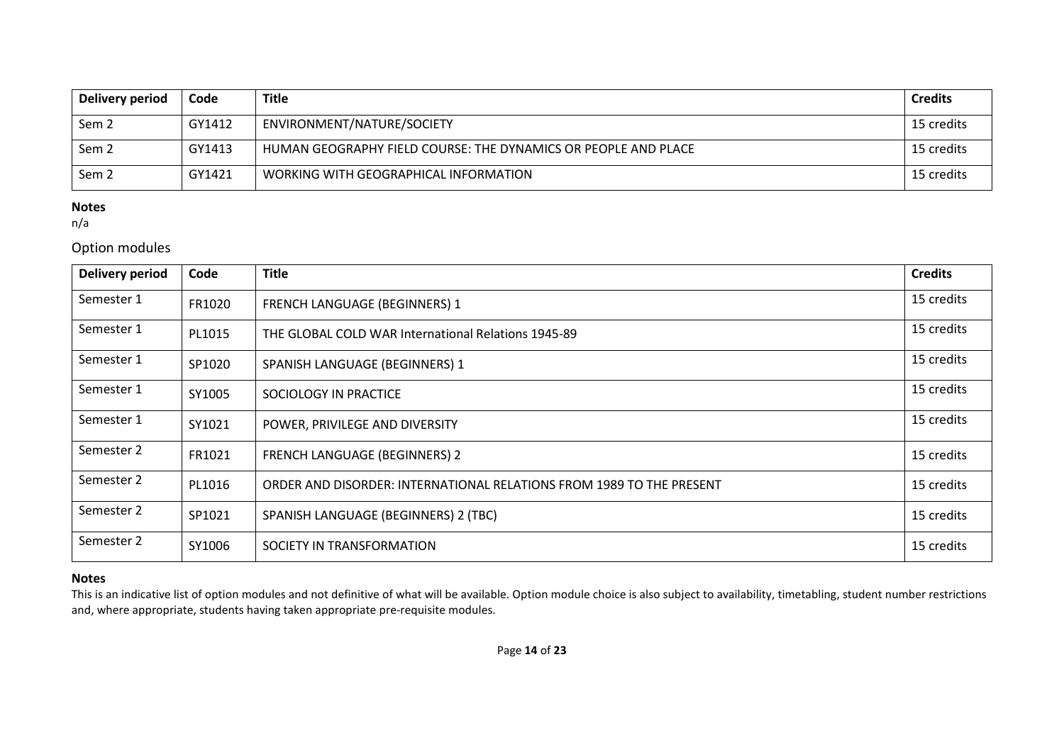| Delivery period | Code | Title | Credits |
|---|---|---|---|
| Sem 2 | GY1412 | ENVIRONMENT/NATURE/SOCIETY | 15 credits |
| Sem 2 | GY1413 | HUMAN GEOGRAPHY FIELD COURSE: THE DYNAMICS OR PEOPLE AND PLACE | 15 credits |
| Sem 2 | GY1421 | WORKING WITH GEOGRAPHICAL INFORMATION | 15 credits |

**Notes**
n/a

## Option modules

| Delivery period | Code | Title | Credits |
|---|---|---|---|
| Semester 1 | FR1020 | FRENCH LANGUAGE (BEGINNERS) 1 | 15 credits |
| Semester 1 | PL1015 | THE GLOBAL COLD WAR International Relations 1945-89 | 15 credits |
| Semester 1 | SP1020 | SPANISH LANGUAGE (BEGINNERS) 1 | 15 credits |
| Semester 1 | SY1005 | SOCIOLOGY IN PRACTICE | 15 credits |
| Semester 1 | SY1021 | POWER, PRIVILEGE AND DIVERSITY | 15 credits |
| Semester 2 | FR1021 | FRENCH LANGUAGE (BEGINNERS) 2 | 15 credits |
| Semester 2 | PL1016 | ORDER AND DISORDER: INTERNATIONAL RELATIONS FROM 1989 TO THE PRESENT | 15 credits |
| Semester 2 | SP1021 | SPANISH LANGUAGE (BEGINNERS) 2 (TBC) | 15 credits |
| Semester 2 | SY1006 | SOCIETY IN TRANSFORMATION | 15 credits |

**Notes**
This is an indicative list of option modules and not definitive of what will be available. Option module choice is also subject to availability, timetabling, student number restrictions and, where appropriate, students having taken appropriate pre-requisite modules.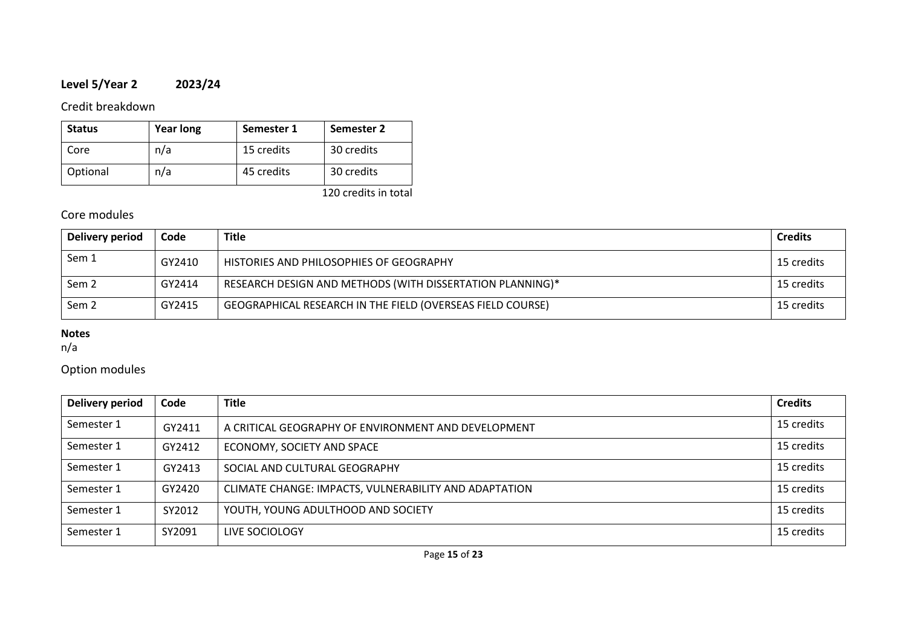**Level 5/Year 2 2023/24**

Credit breakdown

| Status | Year long | Semester 1 | Semester 2 |
|---|---|---|---|
| Core | n/a | 15 credits | 30 credits |
| Optional | n/a | 45 credits | 30 credits |

120 credits in total

Core modules

| Delivery period | Code | Title | Credits |
|---|---|---|---|
| Sem 1 | GY2410 | HISTORIES AND PHILOSOPHIES OF GEOGRAPHY | 15 credits |
| Sem 2 | GY2414 | RESEARCH DESIGN AND METHODS (WITH DISSERTATION PLANNING)* | 15 credits |
| Sem 2 | GY2415 | GEOGRAPHICAL RESEARCH IN THE FIELD (OVERSEAS FIELD COURSE) | 15 credits |

**Notes**
n/a

Option modules

| Delivery period | Code | Title | Credits |
|---|---|---|---|
| Semester 1 | GY2411 | A CRITICAL GEOGRAPHY OF ENVIRONMENT AND DEVELOPMENT | 15 credits |
| Semester 1 | GY2412 | ECONOMY, SOCIETY AND SPACE | 15 credits |
| Semester 1 | GY2413 | SOCIAL AND CULTURAL GEOGRAPHY | 15 credits |
| Semester 1 | GY2420 | CLIMATE CHANGE: IMPACTS, VULNERABILITY AND ADAPTATION | 15 credits |
| Semester 1 | SY2012 | YOUTH, YOUNG ADULTHOOD AND SOCIETY | 15 credits |
| Semester 1 | SY2091 | LIVE SOCIOLOGY | 15 credits |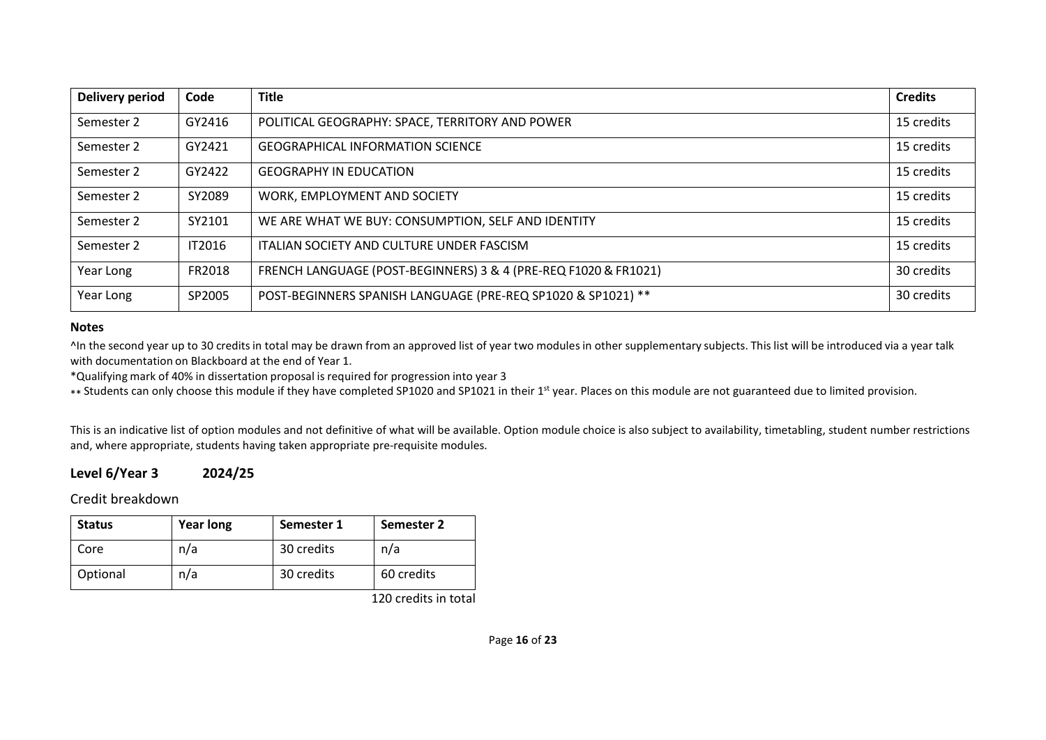| Delivery period | Code | Title | Credits |
|---|---|---|---|
| Semester 2 | GY2416 | POLITICAL GEOGRAPHY: SPACE, TERRITORY AND POWER | 15 credits |
| Semester 2 | GY2421 | GEOGRAPHICAL INFORMATION SCIENCE | 15 credits |
| Semester 2 | GY2422 | GEOGRAPHY IN EDUCATION | 15 credits |
| Semester 2 | SY2089 | WORK, EMPLOYMENT AND SOCIETY | 15 credits |
| Semester 2 | SY2101 | WE ARE WHAT WE BUY: CONSUMPTION, SELF AND IDENTITY | 15 credits |
| Semester 2 | IT2016 | ITALIAN SOCIETY AND CULTURE UNDER FASCISM | 15 credits |
| Year Long | FR2018 | FRENCH LANGUAGE (POST-BEGINNERS) 3 & 4 (PRE-REQ F1020 & FR1021) | 30 credits |
| Year Long | SP2005 | POST-BEGINNERS SPANISH LANGUAGE (PRE-REQ SP1020 & SP1021) ** | 30 credits |

**Notes**

^In the second year up to 30 credits in total may be drawn from an approved list of year two modules in other supplementary subjects. This list will be introduced via a year talk with documentation on Blackboard at the end of Year 1.

*Qualifying mark of 40% in dissertation proposal is required for progression into year 3

** Students can only choose this module if they have completed SP1020 and SP1021 in their 1st year. Places on this module are not guaranteed due to limited provision.

This is an indicative list of option modules and not definitive of what will be available. Option module choice is also subject to availability, timetabling, student number restrictions and, where appropriate, students having taken appropriate pre-requisite modules.

## Level 6/Year 3 2024/25

Credit breakdown

| Status | Year long | Semester 1 | Semester 2 |
|---|---|---|---|
| Core | n/a | 30 credits | n/a |
| Optional | n/a | 30 credits | 60 credits |

120 credits in total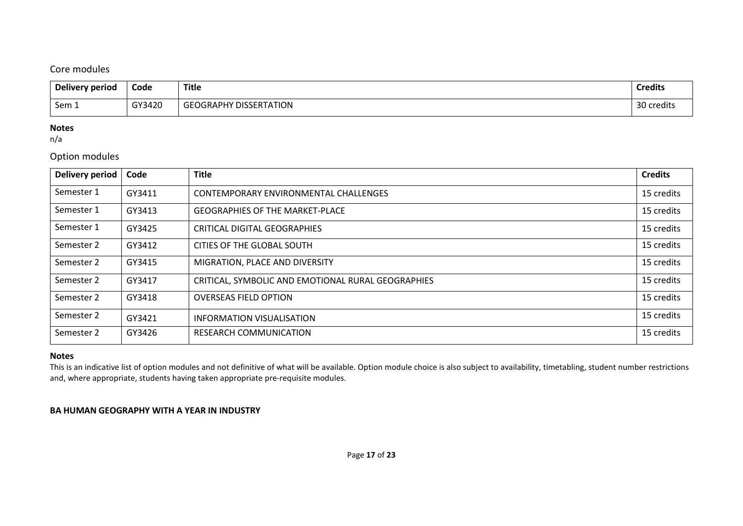## Core modules

| Delivery period | Code | Title | Credits |
|---|---|---|---|
| Sem 1 | GY3420 | GEOGRAPHY DISSERTATION | 30 credits |

**Notes**
n/a

## Option modules

| Delivery period | Code | Title | Credits |
|---|---|---|---|
| Semester 1 | GY3411 | CONTEMPORARY ENVIRONMENTAL CHALLENGES | 15 credits |
| Semester 1 | GY3413 | GEOGRAPHIES OF THE MARKET-PLACE | 15 credits |
| Semester 1 | GY3425 | CRITICAL DIGITAL GEOGRAPHIES | 15 credits |
| Semester 2 | GY3412 | CITIES OF THE GLOBAL SOUTH | 15 credits |
| Semester 2 | GY3415 | MIGRATION, PLACE AND DIVERSITY | 15 credits |
| Semester 2 | GY3417 | CRITICAL, SYMBOLIC AND EMOTIONAL RURAL GEOGRAPHIES | 15 credits |
| Semester 2 | GY3418 | OVERSEAS FIELD OPTION | 15 credits |
| Semester 2 | GY3421 | INFORMATION VISUALISATION | 15 credits |
| Semester 2 | GY3426 | RESEARCH COMMUNICATION | 15 credits |

**Notes**
This is an indicative list of option modules and not definitive of what will be available. Option module choice is also subject to availability, timetabling, student number restrictions and, where appropriate, students having taken appropriate pre-requisite modules.

**BA HUMAN GEOGRAPHY WITH A YEAR IN INDUSTRY**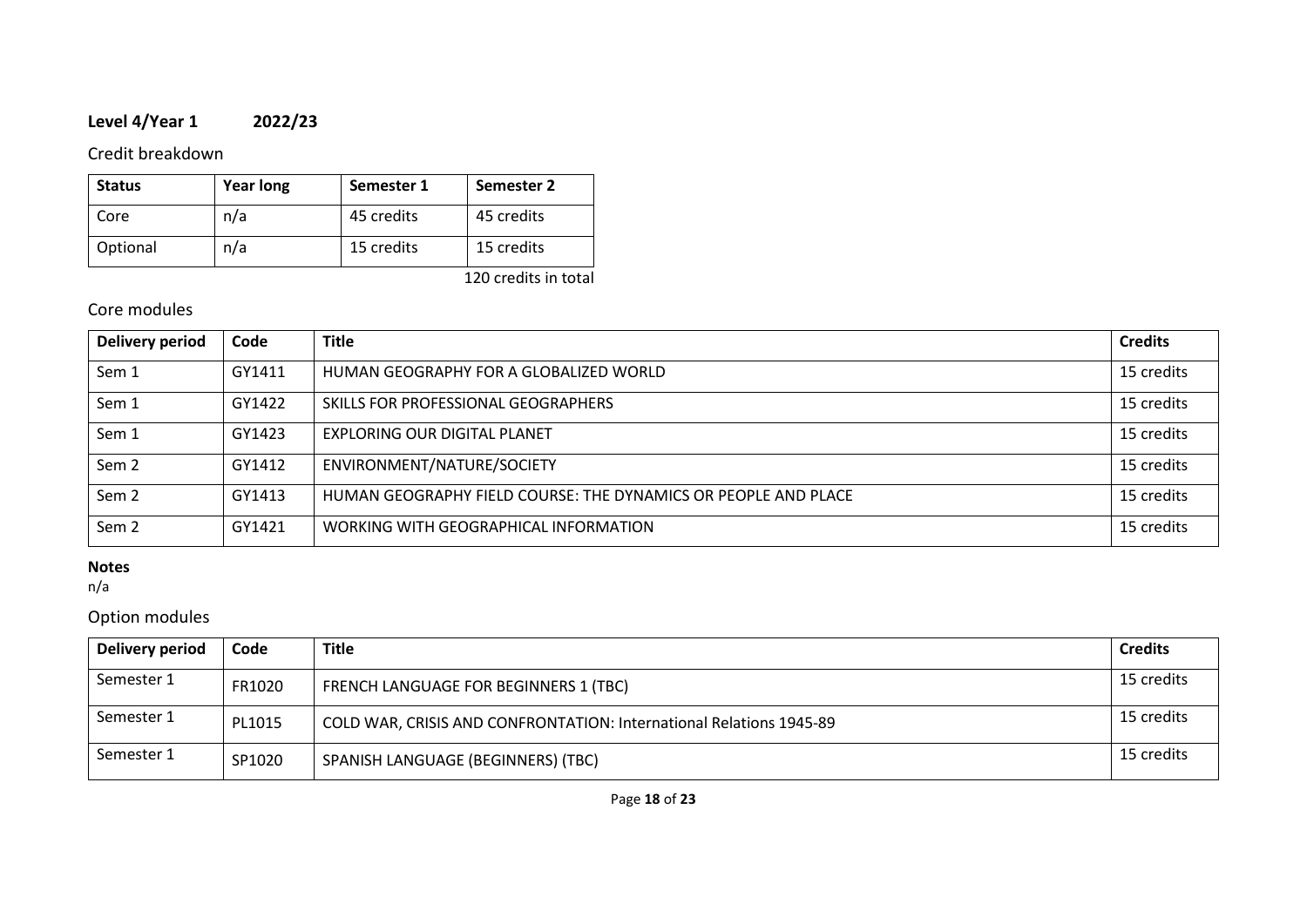**Level 4/Year 1 2022/23**

## Credit breakdown

| Status | Year long | Semester 1 | Semester 2 |
|---|---|---|---|
| Core | n/a | 45 credits | 45 credits |
| Optional | n/a | 15 credits | 15 credits |

120 credits in total

## Core modules

| Delivery period | Code | Title | Credits |
|---|---|---|---|
| Sem 1 | GY1411 | HUMAN GEOGRAPHY FOR A GLOBALIZED WORLD | 15 credits |
| Sem 1 | GY1422 | SKILLS FOR PROFESSIONAL GEOGRAPHERS | 15 credits |
| Sem 1 | GY1423 | EXPLORING OUR DIGITAL PLANET | 15 credits |
| Sem 2 | GY1412 | ENVIRONMENT/NATURE/SOCIETY | 15 credits |
| Sem 2 | GY1413 | HUMAN GEOGRAPHY FIELD COURSE: THE DYNAMICS OR PEOPLE AND PLACE | 15 credits |
| Sem 2 | GY1421 | WORKING WITH GEOGRAPHICAL INFORMATION | 15 credits |

**Notes**
n/a

## Option modules

| Delivery period | Code | Title | Credits |
|---|---|---|---|
| Semester 1 | FR1020 | FRENCH LANGUAGE FOR BEGINNERS 1 (TBC) | 15 credits |
| Semester 1 | PL1015 | COLD WAR, CRISIS AND CONFRONTATION: International Relations 1945-89 | 15 credits |
| Semester 1 | SP1020 | SPANISH LANGUAGE (BEGINNERS) (TBC) | 15 credits |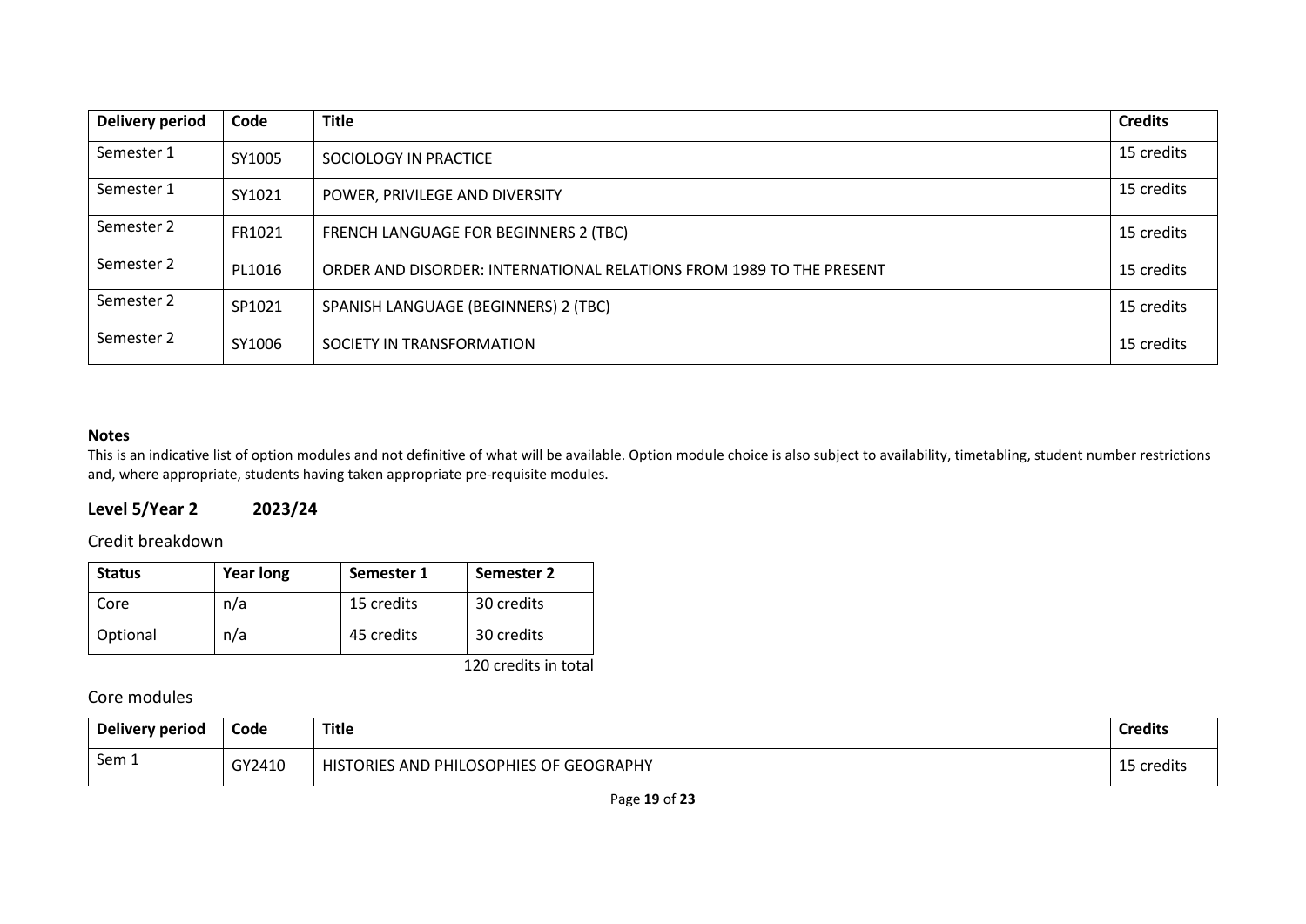| Delivery period | Code | Title | Credits |
|---|---|---|---|
| Semester 1 | SY1005 | SOCIOLOGY IN PRACTICE | 15 credits |
| Semester 1 | SY1021 | POWER, PRIVILEGE AND DIVERSITY | 15 credits |
| Semester 2 | FR1021 | FRENCH LANGUAGE FOR BEGINNERS 2 (TBC) | 15 credits |
| Semester 2 | PL1016 | ORDER AND DISORDER: INTERNATIONAL RELATIONS FROM 1989 TO THE PRESENT | 15 credits |
| Semester 2 | SP1021 | SPANISH LANGUAGE (BEGINNERS) 2 (TBC) | 15 credits |
| Semester 2 | SY1006 | SOCIETY IN TRANSFORMATION | 15 credits |

**Notes**

This is an indicative list of option modules and not definitive of what will be available. Option module choice is also subject to availability, timetabling, student number restrictions and, where appropriate, students having taken appropriate pre-requisite modules.

## Level 5/Year 2 2023/24

### Credit breakdown

| Status | Year long | Semester 1 | Semester 2 |
|---|---|---|---|
| Core | n/a | 15 credits | 30 credits |
| Optional | n/a | 45 credits | 30 credits |

120 credits in total

### Core modules

| Delivery period | Code | Title | Credits |
|---|---|---|---|
| Sem 1 | GY2410 | HISTORIES AND PHILOSOPHIES OF GEOGRAPHY | 15 credits |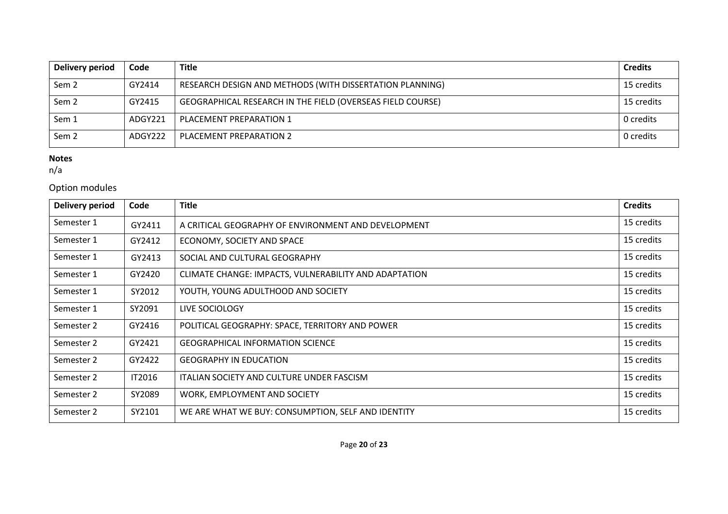| Delivery period | Code | Title | Credits |
|---|---|---|---|
| Sem 2 | GY2414 | RESEARCH DESIGN AND METHODS (WITH DISSERTATION PLANNING) | 15 credits |
| Sem 2 | GY2415 | GEOGRAPHICAL RESEARCH IN THE FIELD (OVERSEAS FIELD COURSE) | 15 credits |
| Sem 1 | ADGY221 | PLACEMENT PREPARATION 1 | 0 credits |
| Sem 2 | ADGY222 | PLACEMENT PREPARATION 2 | 0 credits |

**Notes**
n/a

## Option modules

| Delivery period | Code | Title | Credits |
|---|---|---|---|
| Semester 1 | GY2411 | A CRITICAL GEOGRAPHY OF ENVIRONMENT AND DEVELOPMENT | 15 credits |
| Semester 1 | GY2412 | ECONOMY, SOCIETY AND SPACE | 15 credits |
| Semester 1 | GY2413 | SOCIAL AND CULTURAL GEOGRAPHY | 15 credits |
| Semester 1 | GY2420 | CLIMATE CHANGE: IMPACTS, VULNERABILITY AND ADAPTATION | 15 credits |
| Semester 1 | SY2012 | YOUTH, YOUNG ADULTHOOD AND SOCIETY | 15 credits |
| Semester 1 | SY2091 | LIVE SOCIOLOGY | 15 credits |
| Semester 2 | GY2416 | POLITICAL GEOGRAPHY: SPACE, TERRITORY AND POWER | 15 credits |
| Semester 2 | GY2421 | GEOGRAPHICAL INFORMATION SCIENCE | 15 credits |
| Semester 2 | GY2422 | GEOGRAPHY IN EDUCATION | 15 credits |
| Semester 2 | IT2016 | ITALIAN SOCIETY AND CULTURE UNDER FASCISM | 15 credits |
| Semester 2 | SY2089 | WORK, EMPLOYMENT AND SOCIETY | 15 credits |
| Semester 2 | SY2101 | WE ARE WHAT WE BUY: CONSUMPTION, SELF AND IDENTITY | 15 credits |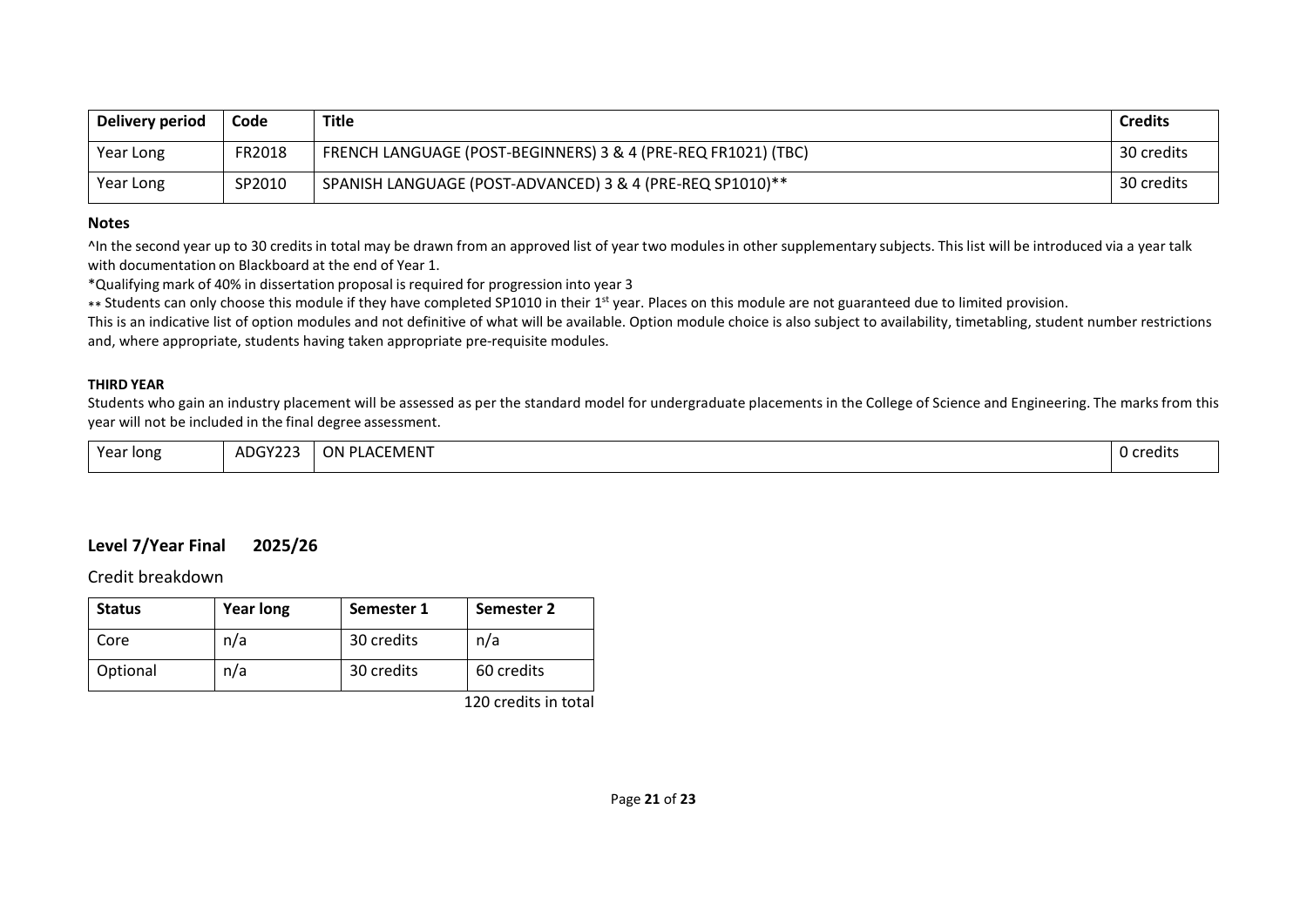| Delivery period | Code | Title | Credits |
|---|---|---|---|
| Year Long | FR2018 | FRENCH LANGUAGE (POST-BEGINNERS) 3 & 4 (PRE-REQ FR1021) (TBC) | 30 credits |
| Year Long | SP2010 | SPANISH LANGUAGE (POST-ADVANCED) 3 & 4 (PRE-REQ SP1010)** | 30 credits |

**Notes**

^In the second year up to 30 credits in total may be drawn from an approved list of year two modules in other supplementary subjects. This list will be introduced via a year talk with documentation on Blackboard at the end of Year 1.

*Qualifying mark of 40% in dissertation proposal is required for progression into year 3

** Students can only choose this module if they have completed SP1010 in their 1st year. Places on this module are not guaranteed due to limited provision.

This is an indicative list of option modules and not definitive of what will be available. Option module choice is also subject to availability, timetabling, student number restrictions and, where appropriate, students having taken appropriate pre-requisite modules.

**THIRD YEAR**

Students who gain an industry placement will be assessed as per the standard model for undergraduate placements in the College of Science and Engineering. The marks from this year will not be included in the final degree assessment.

| | | | |
|---|---|---|---|
| Year long | ADGY223 | ON PLACEMENT | 0 credits |

## Level 7/Year Final 2025/26

Credit breakdown

| Status | Year long | Semester 1 | Semester 2 |
|---|---|---|---|
| Core | n/a | 30 credits | n/a |
| Optional | n/a | 30 credits | 60 credits |

120 credits in total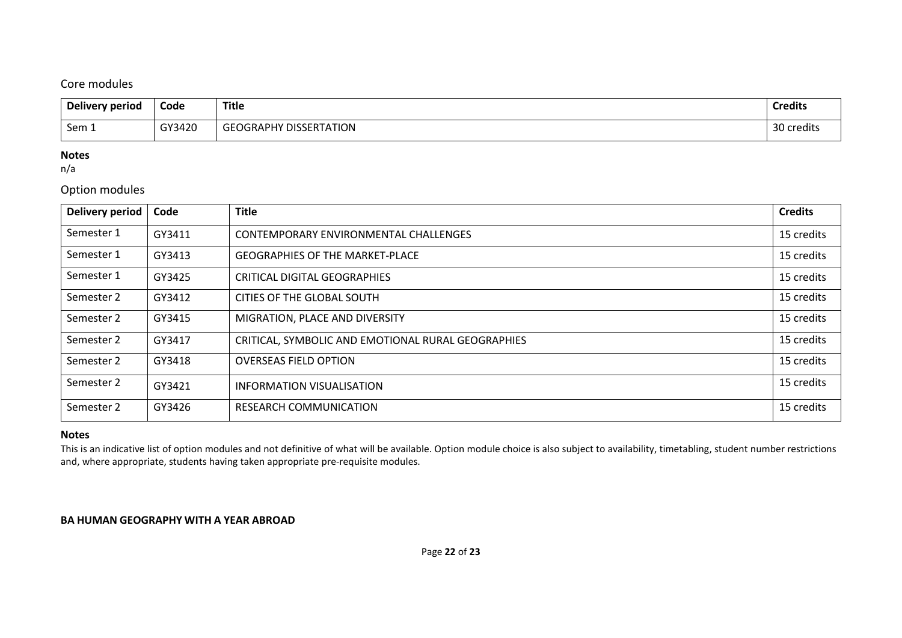## Core modules

| Delivery period | Code | Title | Credits |
| --- | --- | --- | --- |
| Sem 1 | GY3420 | GEOGRAPHY DISSERTATION | 30 credits |

**Notes**
n/a

## Option modules

| Delivery period | Code | Title | Credits |
| --- | --- | --- | --- |
| Semester 1 | GY3411 | CONTEMPORARY ENVIRONMENTAL CHALLENGES | 15 credits |
| Semester 1 | GY3413 | GEOGRAPHIES OF THE MARKET-PLACE | 15 credits |
| Semester 1 | GY3425 | CRITICAL DIGITAL GEOGRAPHIES | 15 credits |
| Semester 2 | GY3412 | CITIES OF THE GLOBAL SOUTH | 15 credits |
| Semester 2 | GY3415 | MIGRATION, PLACE AND DIVERSITY | 15 credits |
| Semester 2 | GY3417 | CRITICAL, SYMBOLIC AND EMOTIONAL RURAL GEOGRAPHIES | 15 credits |
| Semester 2 | GY3418 | OVERSEAS FIELD OPTION | 15 credits |
| Semester 2 | GY3421 | INFORMATION VISUALISATION | 15 credits |
| Semester 2 | GY3426 | RESEARCH COMMUNICATION | 15 credits |

**Notes**
This is an indicative list of option modules and not definitive of what will be available. Option module choice is also subject to availability, timetabling, student number restrictions and, where appropriate, students having taken appropriate pre-requisite modules.

**BA HUMAN GEOGRAPHY WITH A YEAR ABROAD**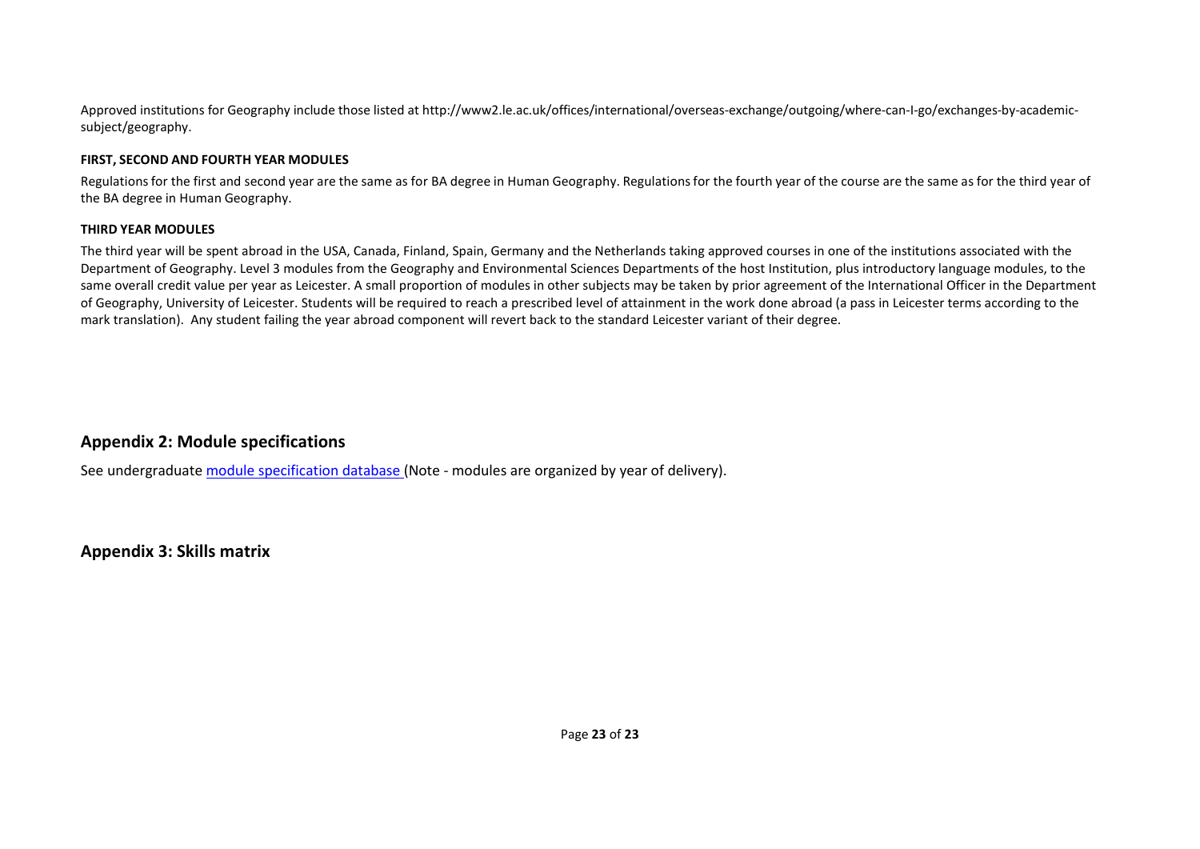Approved institutions for Geography include those listed at http://www2.le.ac.uk/offices/international/overseas-exchange/outgoing/where-can-I-go/exchanges-by-academic-subject/geography.

**FIRST, SECOND AND FOURTH YEAR MODULES**

Regulations for the first and second year are the same as for BA degree in Human Geography. Regulations for the fourth year of the course are the same as for the third year of the BA degree in Human Geography.

**THIRD YEAR MODULES**

The third year will be spent abroad in the USA, Canada, Finland, Spain, Germany and the Netherlands taking approved courses in one of the institutions associated with the Department of Geography. Level 3 modules from the Geography and Environmental Sciences Departments of the host Institution, plus introductory language modules, to the same overall credit value per year as Leicester. A small proportion of modules in other subjects may be taken by prior agreement of the International Officer in the Department of Geography, University of Leicester. Students will be required to reach a prescribed level of attainment in the work done abroad (a pass in Leicester terms according to the mark translation). Any student failing the year abroad component will revert back to the standard Leicester variant of their degree.

## Appendix 2: Module specifications

See undergraduate module specification database (Note - modules are organized by year of delivery).

## Appendix 3: Skills matrix